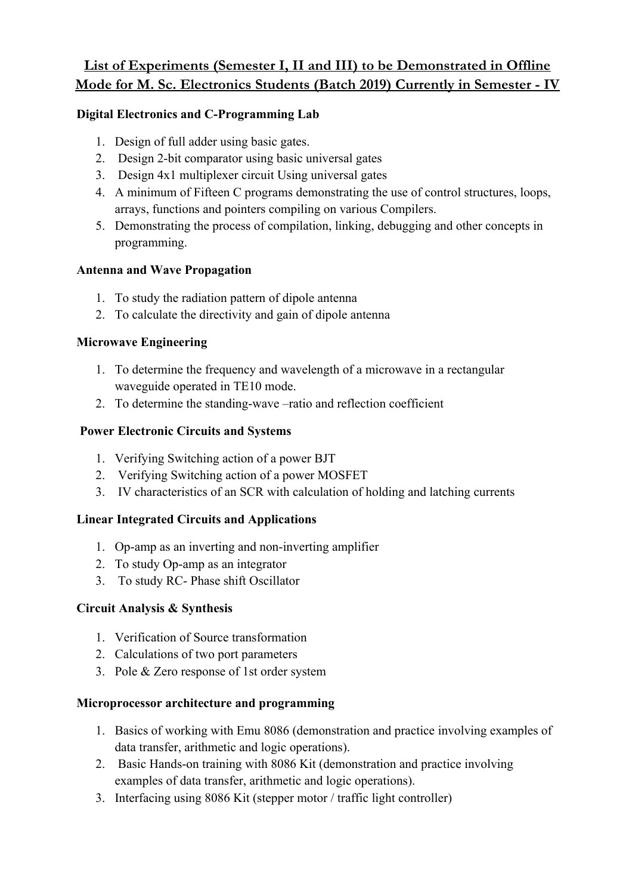# List of Experiments (Semester I, II and III) to be Demonstrated in Offline Mode for M. Sc. Electronics Students (Batch 2019) Currently in Semester - IV

**Digital Electronics and C-Programming Lab**

1. Design of full adder using basic gates.
2. Design 2-bit comparator using basic universal gates
3. Design 4x1 multiplexer circuit Using universal gates
4. A minimum of Fifteen C programs demonstrating the use of control structures, loops, arrays, functions and pointers compiling on various Compilers.
5. Demonstrating the process of compilation, linking, debugging and other concepts in programming.

**Antenna and Wave Propagation**

1. To study the radiation pattern of dipole antenna
2. To calculate the directivity and gain of dipole antenna

**Microwave Engineering**

1. To determine the frequency and wavelength of a microwave in a rectangular waveguide operated in TE10 mode.
2. To determine the standing-wave –ratio and reflection coefficient

**Power Electronic Circuits and Systems**

1. Verifying Switching action of a power BJT
2. Verifying Switching action of a power MOSFET
3. IV characteristics of an SCR with calculation of holding and latching currents

**Linear Integrated Circuits and Applications**

1. Op-amp as an inverting and non-inverting amplifier
2. To study Op-amp as an integrator
3. To study RC- Phase shift Oscillator

**Circuit Analysis & Synthesis**

1. Verification of Source transformation
2. Calculations of two port parameters
3. Pole & Zero response of 1st order system

**Microprocessor architecture and programming**

1. Basics of working with Emu 8086 (demonstration and practice involving examples of data transfer, arithmetic and logic operations).
2. Basic Hands-on training with 8086 Kit (demonstration and practice involving examples of data transfer, arithmetic and logic operations).
3. Interfacing using 8086 Kit (stepper motor / traffic light controller)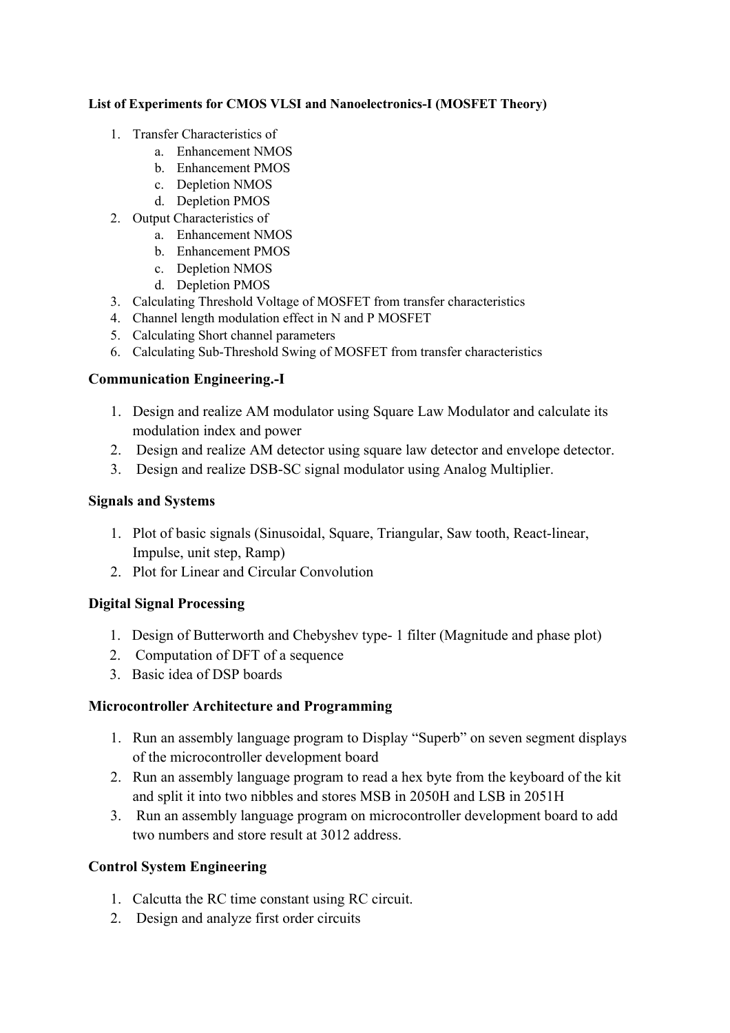**List of Experiments for CMOS VLSI and Nanoelectronics-I (MOSFET Theory)**

1. Transfer Characteristics of
   a. Enhancement NMOS
   b. Enhancement PMOS
   c. Depletion NMOS
   d. Depletion PMOS
2. Output Characteristics of
   a. Enhancement NMOS
   b. Enhancement PMOS
   c. Depletion NMOS
   d. Depletion PMOS
3. Calculating Threshold Voltage of MOSFET from transfer characteristics
4. Channel length modulation effect in N and P MOSFET
5. Calculating Short channel parameters
6. Calculating Sub-Threshold Swing of MOSFET from transfer characteristics

**Communication Engineering.-I**

1. Design and realize AM modulator using Square Law Modulator and calculate its modulation index and power
2. Design and realize AM detector using square law detector and envelope detector.
3. Design and realize DSB-SC signal modulator using Analog Multiplier.

**Signals and Systems**

1. Plot of basic signals (Sinusoidal, Square, Triangular, Saw tooth, React-linear, Impulse, unit step, Ramp)
2. Plot for Linear and Circular Convolution

**Digital Signal Processing**

1. Design of Butterworth and Chebyshev type- 1 filter (Magnitude and phase plot)
2. Computation of DFT of a sequence
3. Basic idea of DSP boards

**Microcontroller Architecture and Programming**

1. Run an assembly language program to Display "Superb" on seven segment displays of the microcontroller development board
2. Run an assembly language program to read a hex byte from the keyboard of the kit and split it into two nibbles and stores MSB in 2050H and LSB in 2051H
3. Run an assembly language program on microcontroller development board to add two numbers and store result at 3012 address.

**Control System Engineering**

1. Calcutta the RC time constant using RC circuit.
2. Design and analyze first order circuits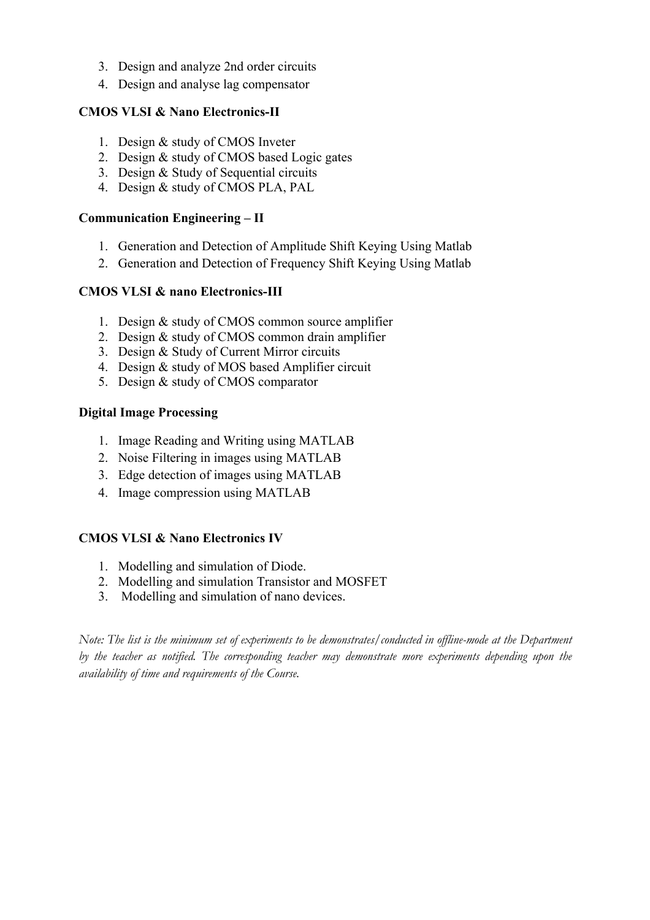3. Design and analyze 2nd order circuits
4. Design and analyse lag compensator

**CMOS VLSI & Nano Electronics-II**

1. Design & study of CMOS Inveter
2. Design & study of CMOS based Logic gates
3. Design & Study of Sequential circuits
4. Design & study of CMOS PLA, PAL

**Communication Engineering – II**

1. Generation and Detection of Amplitude Shift Keying Using Matlab
2. Generation and Detection of Frequency Shift Keying Using Matlab

**CMOS VLSI & nano Electronics-III**

1. Design & study of CMOS common source amplifier
2. Design & study of CMOS common drain amplifier
3. Design & Study of Current Mirror circuits
4. Design & study of MOS based Amplifier circuit
5. Design & study of CMOS comparator

**Digital Image Processing**

1. Image Reading and Writing using MATLAB
2. Noise Filtering in images using MATLAB
3. Edge detection of images using MATLAB
4. Image compression using MATLAB

**CMOS VLSI & Nano Electronics IV**

1. Modelling and simulation of Diode.
2. Modelling and simulation Transistor and MOSFET
3. Modelling and simulation of nano devices.

*Note: The list is the minimum set of experiments to be demonstrates/conducted in offline-mode at the Department by the teacher as notified. The corresponding teacher may demonstrate more experiments depending upon the availability of time and requirements of the Course.*